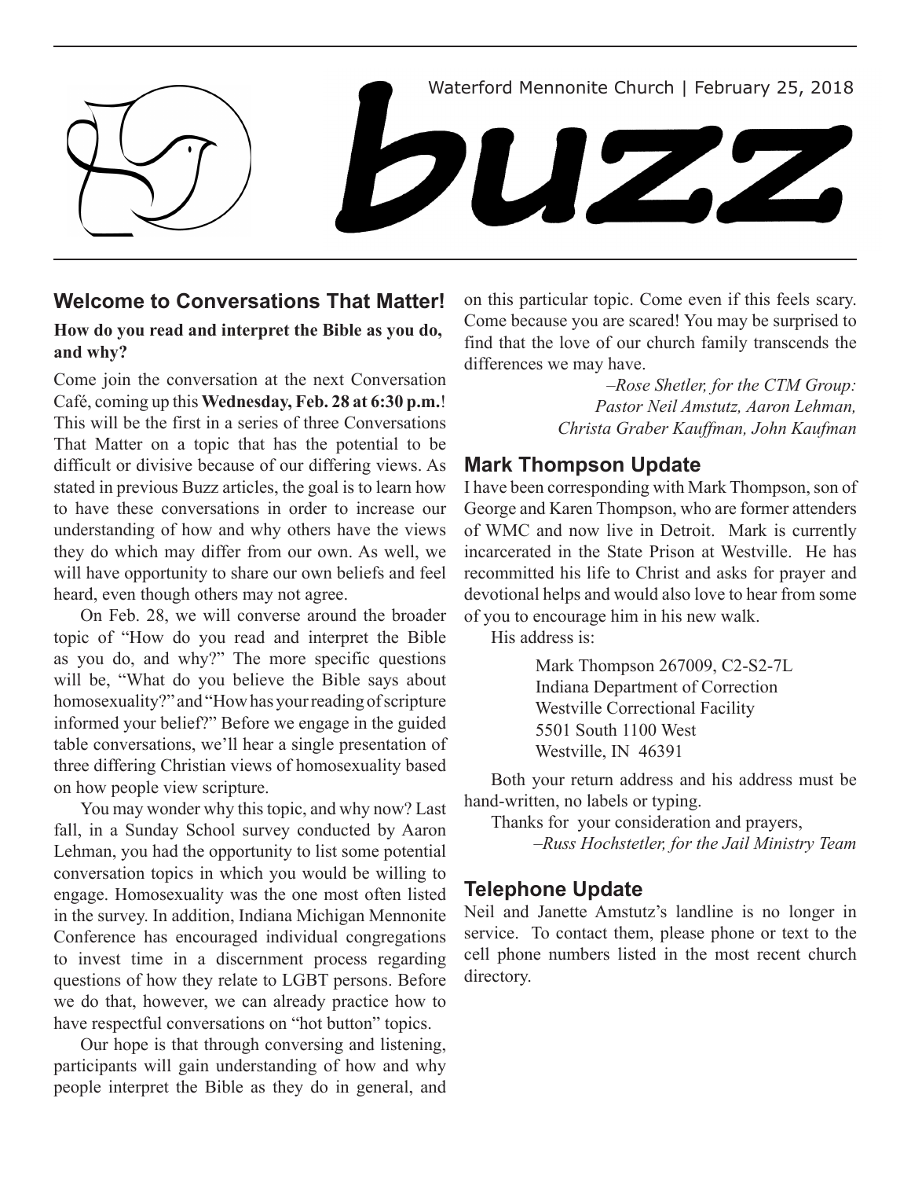Waterford Mennonite Church | February 25, 2018

# buzz

## Welcome to Conversations That Matter!

**How do you read and interpret the Bible as you do, and why?**

Come join the conversation at the next Conversation Café, coming up this **Wednesday, Feb. 28 at 6:30 p.m.**! This will be the first in a series of three Conversations That Matter on a topic that has the potential to be difficult or divisive because of our differing views. As stated in previous Buzz articles, the goal is to learn how to have these conversations in order to increase our understanding of how and why others have the views they do which may differ from our own. As well, we will have opportunity to share our own beliefs and feel heard, even though others may not agree.

On Feb. 28, we will converse around the broader topic of "How do you read and interpret the Bible as you do, and why?" The more specific questions will be, "What do you believe the Bible says about homosexuality?" and "How has your reading of scripture informed your belief?" Before we engage in the guided table conversations, we'll hear a single presentation of three differing Christian views of homosexuality based on how people view scripture.

You may wonder why this topic, and why now? Last fall, in a Sunday School survey conducted by Aaron Lehman, you had the opportunity to list some potential conversation topics in which you would be willing to engage. Homosexuality was the one most often listed in the survey. In addition, Indiana Michigan Mennonite Conference has encouraged individual congregations to invest time in a discernment process regarding questions of how they relate to LGBT persons. Before we do that, however, we can already practice how to have respectful conversations on "hot button" topics.

Our hope is that through conversing and listening, participants will gain understanding of how and why people interpret the Bible as they do in general, and on this particular topic. Come even if this feels scary. Come because you are scared! You may be surprised to find that the love of our church family transcends the differences we may have.

*–Rose Shetler, for the CTM Group: Pastor Neil Amstutz, Aaron Lehman, Christa Graber Kauffman, John Kaufman*

## Mark Thompson Update

I have been corresponding with Mark Thompson, son of George and Karen Thompson, who are former attenders of WMC and now live in Detroit. Mark is currently incarcerated in the State Prison at Westville. He has recommitted his life to Christ and asks for prayer and devotional helps and would also love to hear from some of you to encourage him in his new walk.

His address is:

Mark Thompson 267009, C2-S2-7L
Indiana Department of Correction
Westville Correctional Facility
5501 South 1100 West
Westville, IN 46391

Both your return address and his address must be hand-written, no labels or typing.

Thanks for your consideration and prayers,

*–Russ Hochstetler, for the Jail Ministry Team*

## Telephone Update

Neil and Janette Amstutz's landline is no longer in service. To contact them, please phone or text to the cell phone numbers listed in the most recent church directory.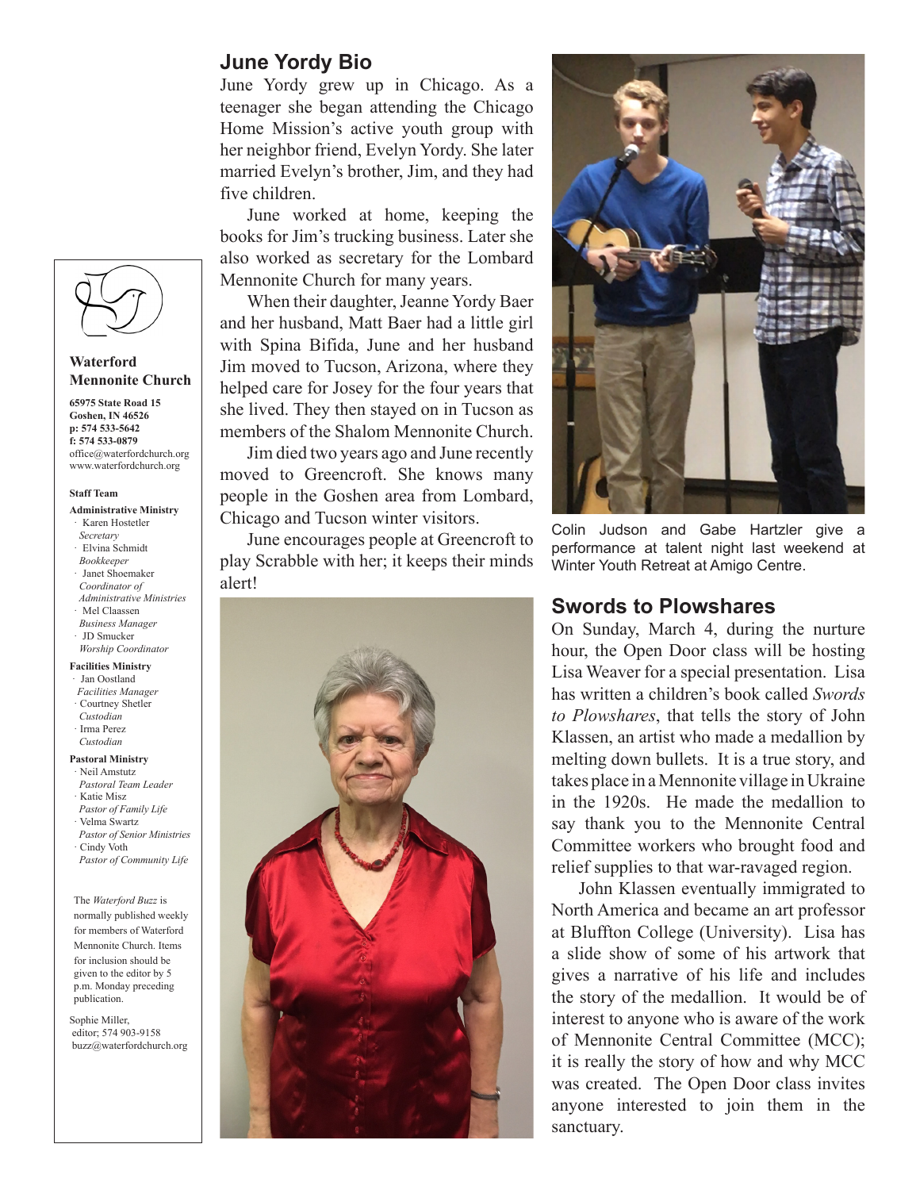## June Yordy Bio

June Yordy grew up in Chicago. As a teenager she began attending the Chicago Home Mission's active youth group with her neighbor friend, Evelyn Yordy. She later married Evelyn's brother, Jim, and they had five children.

June worked at home, keeping the books for Jim's trucking business. Later she also worked as secretary for the Lombard Mennonite Church for many years.

When their daughter, Jeanne Yordy Baer and her husband, Matt Baer had a little girl with Spina Bifida, June and her husband Jim moved to Tucson, Arizona, where they helped care for Josey for the four years that she lived. They then stayed on in Tucson as members of the Shalom Mennonite Church.

Jim died two years ago and June recently moved to Greencroft. She knows many people in the Goshen area from Lombard, Chicago and Tucson winter visitors.

June encourages people at Greencroft to play Scrabble with her; it keeps their minds alert!

Colin Judson and Gabe Hartzler give a performance at talent night last weekend at Winter Youth Retreat at Amigo Centre.

## Swords to Plowshares

On Sunday, March 4, during the nurture hour, the Open Door class will be hosting Lisa Weaver for a special presentation. Lisa has written a children's book called *Swords to Plowshares*, that tells the story of John Klassen, an artist who made a medallion by melting down bullets. It is a true story, and takes place in a Mennonite village in Ukraine in the 1920s. He made the medallion to say thank you to the Mennonite Central Committee workers who brought food and relief supplies to that war-ravaged region.

John Klassen eventually immigrated to North America and became an art professor at Bluffton College (University). Lisa has a slide show of some of his artwork that gives a narrative of his life and includes the story of the medallion. It would be of interest to anyone who is aware of the work of Mennonite Central Committee (MCC); it is really the story of how and why MCC was created. The Open Door class invites anyone interested to join them in the sanctuary.

**Waterford Mennonite Church**

**65975 State Road 15**
**Goshen, IN 46526**
**p: 574 533-5642**
**f: 574 533-0879**
office@waterfordchurch.org
www.waterfordchurch.org

**Staff Team**

**Administrative Ministry**
- Karen Hostetler *Secretary*
- Elvina Schmidt *Bookkeeper*
- Janet Shoemaker *Coordinator of Administrative Ministries*
- Mel Claassen *Business Manager*
- JD Smucker *Worship Coordinator*

**Facilities Ministry**
- Jan Oostland *Facilities Manager*
- Courtney Shetler *Custodian*
- Irma Perez *Custodian*

**Pastoral Ministry**
- Neil Amstutz *Pastoral Team Leader*
- Katie Misz *Pastor of Family Life*
- Velma Swartz *Pastor of Senior Ministries*
- Cindy Voth *Pastor of Community Life*

The *Waterford Buzz* is normally published weekly for members of Waterford Mennonite Church. Items for inclusion should be given to the editor by 5 p.m. Monday preceding publication.

Sophie Miller, editor; 574 903-9158
buzz@waterfordchurch.org